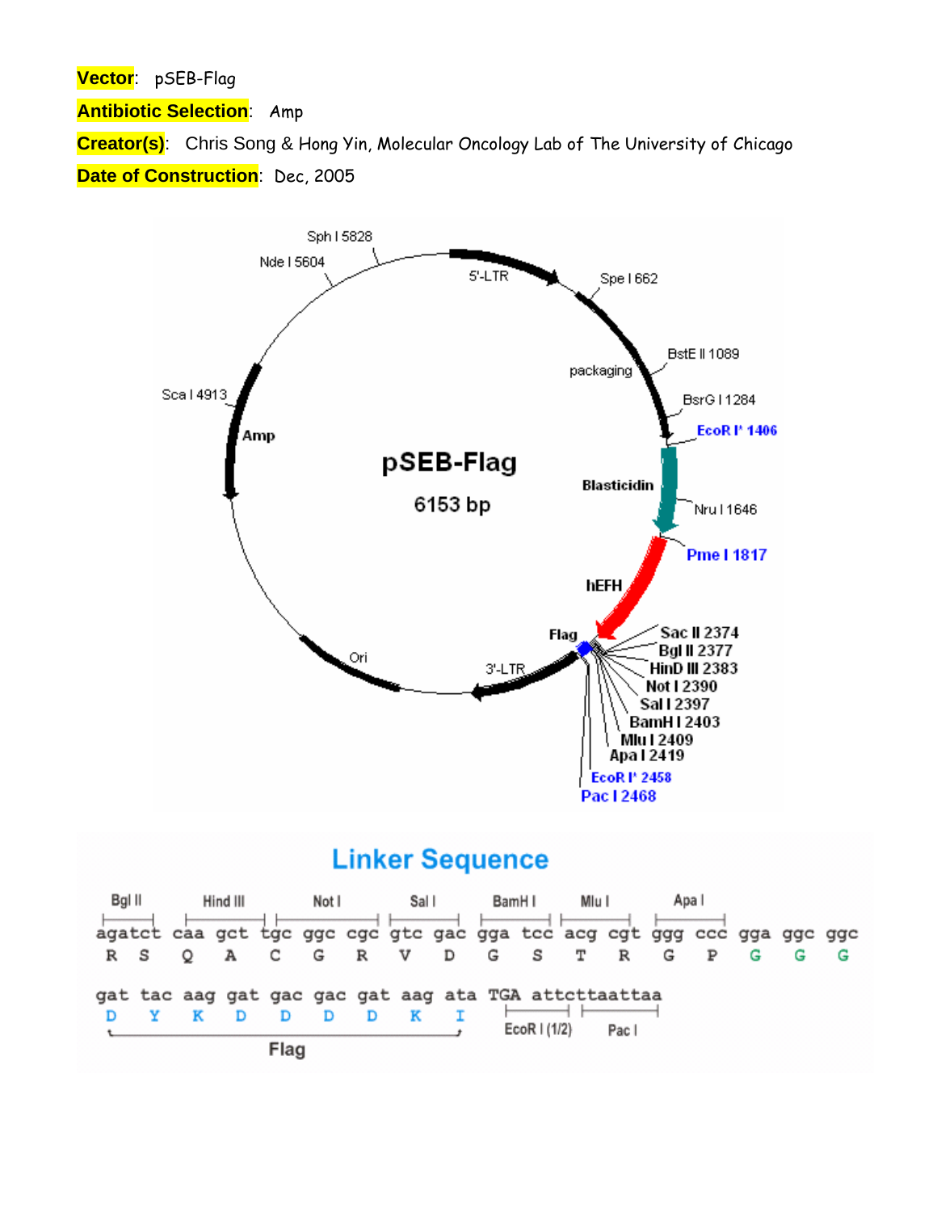**Vector**: pSEB-Flag

**Antibiotic Selection**: Amp

**Creator(s)**: Chris Song & Hong Yin, Molecular Oncology Lab of The University of Chicago

**Date of Construction**: Dec, 2005

pSEB-Flag

6153 bp

5'-LTR, Spe I 662, packaging, BstE II 1089, BsrG I 1284, EcoR I' 1406, Blasticidin, Nru I 1646, Pme I 1817, hEFH, Flag, Sac II 2374, Bgl II 2377, HinD III 2383, Not I 2390, Sal I 2397, BamH I 2403, Mlu I 2409, Apa I 2419, EcoR I' 2458, Pac I 2468, 3'-LTR, Ori, Amp, Sca I 4913, Nde I 5604, Sph I 5828

## Linker Sequence

```
Bgl II   Hind III    Not I        Sal I     BamH I   Mlu I    Apa I
agatct caa gct tgc ggc cgc gtc gac gga tcc acg cgt ggg ccc gga ggc ggc
 R  S   Q   A   C   G   R   V   D   G   S   T   R   G   P   G   G   G

gat tac aag gat gac gac gat aag ata TGA attcttaattaa
 D   Y   K   D   D   D   D   K   I      EcoR I (1/2)  Pac I
|-------------- Flag --------------|
```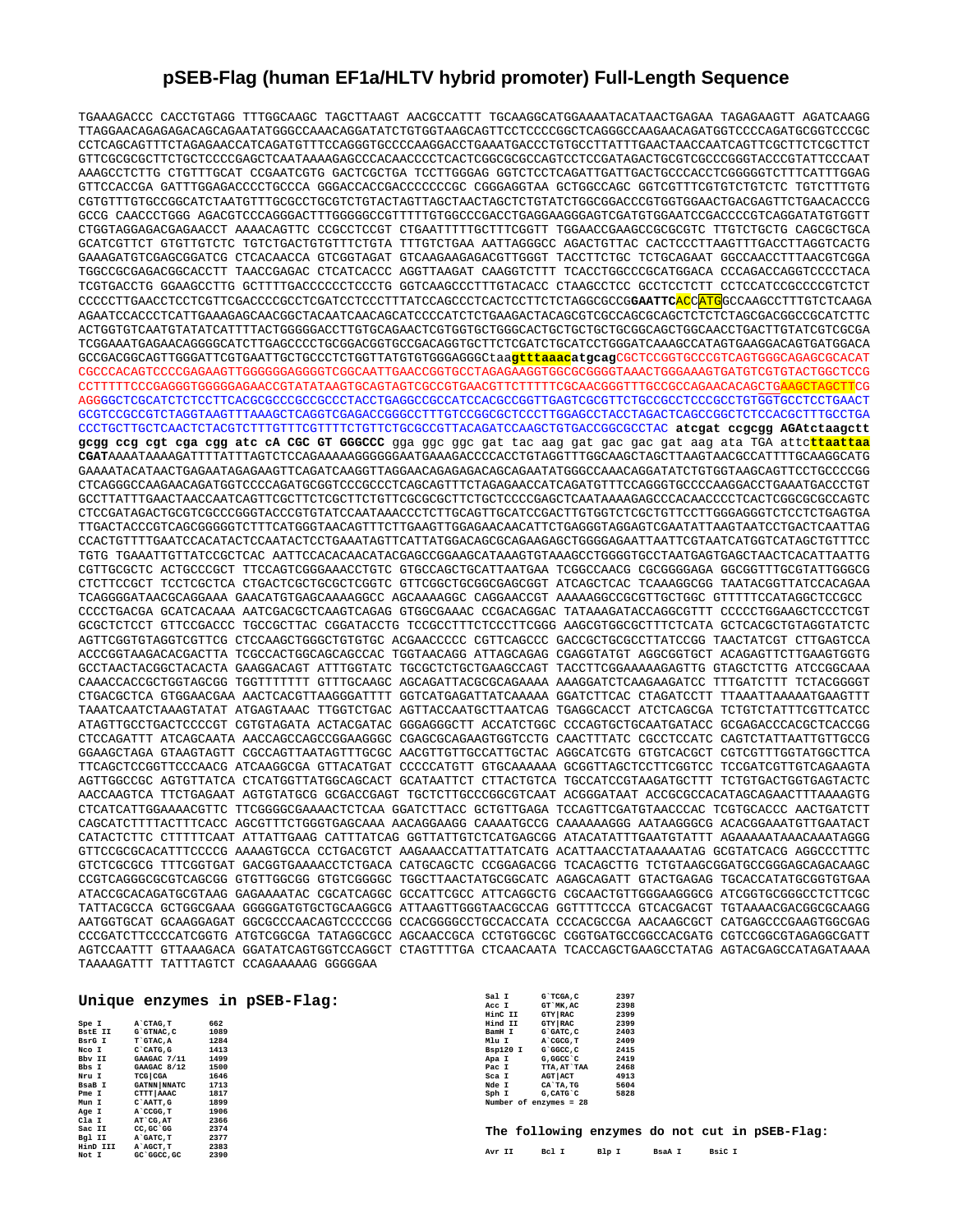# pSEB-Flag (human EF1a/HLTV hybrid promoter) Full-Length Sequence

```
TGAAAGACCC CACCTGTAGG TTTGGCAAGC TAGCTTAAGT AACGCCATTT TGCAAGGCATGGAAAAATACATAACTGAGAA TAGAGAAGTT AGATCAAGG
TTAGGAACAGAGAGACAGCAGAATATGGGCCAAACAGGATATCTGTGGTAAGCAGTTCCTCCCCGGCTCAGGGCCAAGAACAGATGGTCCCCAGATGCGGTCCCGC
CCTCAGCAGTTTCTAGAGAACCATCAGATGTTTCCAGGGTGCCCCAAGGACCTGAAATGACCCTGTGCCTTATTTGAACTAACCAATCAGTTCGCTTCTCGCTTCT
GTTCGCGCGCTTCTGCTCCCCGAGCTCAATAAAAGAGCCCACAACCCCTCACTCGGCGCGCCAGTCCTCCGATAGACTGCGTCGCCCGGGTACCCGTATTCCCAAT
AAAGCCTCTTG CTGTTTGCAT CCGAATCGTG GACTCGCTGA TCCTTGGGAG GGTCTCCTCAGATTGATTGACTGCCCACCTCGGGGGTCTTTCATTTGGAG
GTTCCACCGA GATTTGGAGACCCCTGCCCA GGGACCACCGACCCCCCCGC CGGGAGGTAA GCTGGCCAGC GGTCGTTTCGTGTCTGTCTC TGTCTTTGTG
CGTGTTTGTGCCGGCATCTAATGTTTGCGCCTGCGTCTGTACTAGTTAGCTAACTAGCTCTGTATCTGGCGGACCCGTGGTGGAACTGACGAGTTCTGAACACCCG
GCCG CAACCCTGGG AGACGTCCCAGGGACTTTGGGGGCCGTTTTTGTGGCCCGACCTGAGGAAGGGAGTCGATGTGGAATCCGACCCCGTCAGGATATGTGGTT
CTGGTAGGAGACGAGAACCT AAAACAGTTC CCGCCTCCGT CTGAATTTTTGCTTTCGGTT TGGAACCGAAGCCGCGCGTC TTGTCTGCTG CAGCGCTGCA
GCATCGTTCT GTGTTGTCTC TGTCTGACTGTGTTTCTGTA TTTGTCTGAA AATTAGGGCC AGACTGTTAC CACTCCCTTAAGTTTGACCTTAGGTCACTG
GAAAGATGTCGAGCGGATCG CTCACAACCA GTCGGTAGAT GTCAAGAAGAGACGTTGGGT TACCTTCTGC TCTGCAGAAT GGCCAACCTTTAACGTCGGA
TGGCCGCGAGACGGCACCTT TAACCGAGAC CTCATCACCC AGGTTAAGAT CAAGGTCTTT TCACCTGGCCCGCATGGACA CCCAGACCAGGTCCCCTACA
TCGTGACCTG GGAAGCCTTG GCTTTTGACCCCCCTCCCTG GGTCAAGCCCTTTGTACACC CTAAGCCTCC GCCTCCTCTT CCTCCATCCGCCCCGTCTCT
CCCCCTTGAACCTCCTCGTTCGACCCCGCCTCGATCCTCCCTTTATCCAGCCCTCACTCCTTCTCTAGGCGCCGGAATTCACCATGGCCAAGCCTTTGTCTCAAGA
AGAATCCACCCTCATTGAAAGAGCAACGGCTACAATCAACAGCATCCCCATCTCTGAAGACTACAGCGTCGCCAGCGCAGCTCTCTCTAGCGACGGCCGCATCTTC
ACTGGTGTCAATGTATATCATTTTACTGGGGGACCTTGTGCAGAACTCGTGGTGCTGGGCACTGCTGCTGCTGCGGCAGCTGGCAACCTGACTTGTATCGTCGCGA
TCGGAAATGAGAACAGGGGCATCTTGAGCCCCTGCGGACGGTGCCGACAGGTGCTTCTCGATCTGCATCCTGGGATCAAAGCCATAGTGAAGGACAGTGATGGACA
GCCGACGGCAGTTGGGATTCGTGAATTGCTGCCCTCTGGTTATGTGTGGGAGGGCtaagtttaaacatgcagCGCTCCGGTGCCCGTCAGTGGGCAGAGCGCACAT
CGCCCACAGTCCCCGAGAAGTTGGGGGGAGGGGTCGGCAATTGAACCGGTGCCTAGAGAAGGTGGCGCGGGGTAAACTGGGAAAGTGATGTCGTGTACTGGCTCCG
CCTTTTTCCCGAGGGTGGGGGAGAACCGTATATAAGTGCAGTAGTCGCCGTGAACGTTCTTTTTCGCAACGGGTTTGCCGCCAGAACACAGCTGAAGCTAGCTTCG
AGGGGCTCGCATCTCTCCTTCACGCGCCCGCCGCCCTACCTGAGGCCGCCATCCACGCCGGTTGAGTCGCGTTCTGCCGCCTCCCGCCTGTGGTGCCTCCTGAACT
GCGTCCGCCGTCTAGGTAAGTTTAAAGCTCAGGTCGAGACCGGGCCTTTGTCCGGCGCTCCCTTGGAGCCTACCTAGACTCAGCCGGCTCTCCACGCTTTGCCTGA
CCCTGCTTGCTCAACTCTACGTCTTTGTTTCGTTTTCTGTTCTGCGCCGTTACAGATCCAAGCTGTGACCGGCGCCTAC atcgat ccgcgg AGAtctaagctt
gcgg ccg cgt cga cgg atc cA CGC GT GGGCCC gga ggc ggc gat tac aag gat gac gac gat aag ata TGA attcttaattaa
CGATAAAATAAAAGATTTTATTTAGTCTCCAGAAAAAGGGGGGAATGAAAGACCCCACCTGTAGGTTTGGCAAGCTAGCTTAAGTAACGCCATTTTGCAAGGCATG
GAAAATACATAACTGAGAATAGAGAAGTTCAGATCAAGGTTAGGAACAGAGAGACAGCAGAATATGGGCCAAACAGGATATCTGTGGTAAGCAGTTCCTGCCCCGG
CTCAGGGCCAAGAACAGATGGTCCCCAGATGCGGTCCCGCCCTCAGCAGTTTCTAGAGAACCATCAGATGTTTCCAGGGTGCCCCAAGGACCTGAAATGACCCTGT
GCCTTATTTGAACTAACCAATCAGTTCGCTTCTCGCTTCTGTTCGCGCGCTTCTGCTCCCCGAGCTCAATAAAAGAGCCCACAACCCCTCACTCGGCGCGCCAGTC
CTCCGATAGACTGCGTCGCCCGGGTACCCGTGTATCCAATAAACCCTCTTGCAGTTGCATCCGACTTGTGGTCTCGCTGTTCCTTGGGAGGGTCTCCTCTGAGTGA
TTGACTACCCGTCAGCGGGGGTCTTTCATGGGTAACAGTTTCTTGAAGTTGGAGAACAACATTCTGAGGGTAGGAGTCGAATATTAAGTAATCCTGACTCAATTAG
CCACTGTTTTGAATCCACATACTCCAATACTCCTGAAATAGTTCATTATGGACAGCGCAGAAGAGCTGGGGAGAATTAATTCGTAATCATGGTCATAGCTGTTTCC
TGTG TGAAATTGTTATCCGCTCAC AATTCCACACAACATACGAGCCGGAAGCATAAAGTGTAAAGCCTGGGGTGCCTAATGAGTGAGCTAACTCACATTAATTG
CGTTGCGCTC ACTGCCCGCT TTCCAGTCGGGAAACCTGTC GTGCCAGCTGCATTAATGAA TCGGCCAACG CGCGGGGAGA GGCGGTTTGCGTATTGGGCG
CTCTTCCGCT TCCTCGCTCA CTGACTCGCTGCGCTCGGTC GTTCGGCTGCGGCGAGCGGT ATCAGCTCAC TCAAAGGCGG TAATACGGTTATCCACAGAA
TCAGGGGATAACGCAGGAAA GAACATGTGAGCAAAAGGCC AGCAAAAGGC CAGGAACCGT AAAAAGGCCGCGTTGCTGGC GTTTTTCCATAGGCTCCGCC
CCCCTGACGA GCATCACAAA AATCGACGCTCAAGTCAGAG GTGGCGAAAC CCGACAGGAC TATAAAGATACCAGGCGTTT CCCCCTGGAAGCTCCCTCGT
GCGCTCTCCT GTTCCGACCC TGCCGCTTAC CGGATACCTG TCCGCCTTTCTCCCTTCGGG AAGCGTGGCGCTTTCTCATA GCTCACGCTGTAGGTATCTC
AGTTCGGTGTAGGTCGTTCG CTCCAAGCTGGGCTGTGTGC ACGAACCCCC CGTTCAGCCC GACCGCTGCGCCTTATCCGG TAACTATCGT CTTGAGTCCA
ACCCGGTAAGACACGACTTA TCGCCACTGGCAGCAGCCAC TGGTAACAGG ATTAGCAGAG CGAGGTATGT AGGCGGTGCT ACAGAGTTCTTGAAGTGGTG
GCCTAACTACGGCTACACTA GAAGGACAGT ATTTGGTATC TGCGCTCTGCTGAAGCCAGT TACCTTCGGAAAAAGAGTTG GTAGCTCTTG ATCCGGCAAA
CAAACCACCGCTGGTAGCGG TGGTTTTTTT GTTTGCAAGC AGCAGATTACGCGCAGAAAA AAAGGATCTCAAGAAGATCC TTTGATCTTT TCTACGGGGT
CTGACGCTCA GTGGAACGAA AACTCACGTTAAGGGATTTT GGTCATGAGATTATCAAAAA GGATCTTCAC CTAGATCCTT TTAAATTAAAAATGAAGTTT
TAAATCAATCTAAAGTATAT ATGAGTAAAC TTGGTCTGAC AGTTACCAATGCTTAATCAG TGAGGCACCT ATCTCAGCGA TCTGTCTATTTCGTTCATCC
ATAGTTGCCTGACTCCCCGT CGTGTAGATA ACTACGATAC GGGAGGGCTT ACCATCTGGC CCCAGTGCTGCAATGATACC GCGAGACCCACGCTCACCGG
CTCCAGATTT ATCAGCAATA AACCAGCCAGCCGGAAGGGC CGAGCGCAGAAGTGGTCCTG CAACTTTATC CGCCTCCATC CAGTCTATTAATTGTTGCCG
GGAAGCTAGA GTAAGTAGTT CGCCAGTTAATAGTTTGCGC AACGTTGTTGCCATTGCTAC AGGCATCGTG GTGTCACGCT CGTCGTTTGGTATGGCTTCA
TTCAGCTCCGGTTCCCAACG ATCAAGGCGA GTTACATGAT CCCCCATGTT GTGCAAAAAA GCGGTTAGCTCCTTCGGTCC TCCGATCGTTGTCAGAAGTA
AGTTGGCCGC AGTGTTATCA CTCATGGTTATGGCAGCACT GCATAATTCT CTTACTGTCA TGCCATCCGTAAGATGCTTT TCTGTGACTGGTGAGTACTC
AACCAAGTCA TTCTGAGAAT AGTGTATGCG GCGACCGAGT TGCTCTTGCCCGGCGTCAAT ACGGGATAAT ACCGCGCCACATAGCAGAACTTTAAAAGTG
CTCATCATTGGAAAACGTTC TTCGGGGCGAAAACTCTCAA GGATCTTACC GCTGTTGAGA TCCAGTTCGATGTAACCCAC TCGTGCACCC AACTGATCTT
CAGCATCTTTTACTTTCACC AGCGTTTCTGGGTGAGCAAA AACAGGAAGG CAAAATGCCG CAAAAAAGGG AATAAGGGCG ACACGGAAATGTTGAATACT
CATACTCTTC CTTTTTCAAT ATTATTGAAG CATTTATCAG GGTTATTGTCTCATGAGCGG ATACATATTTGAATGTATTT AGAAAAATAAACAAATAGGG
GTTCCGCGCACATTTCCCCG AAAAGTGCCA CCTGACGTCT AAGAAACCATTATTATCATG ACATTAACCTATAAAAATAG GCGTATCACG AGGCCCTTTC
GTCTCGCGCG TTTCGGTGAT GACGGTGAAAACCTCTGACA CATGCAGCTC CCGGAGACGG TCACAGCTTG TCTGTAAGCGGATGCCGGGAGCAGACAAGC
CCGTCAGGGCGCGTCAGCGG GTGTTGGCGG GTGTCGGGGC TGGCTTAACTATGCGGCATC AGAGCAGATT GTACTGAGAG TGCACCATATGCGGTGTGAA
ATACCGCACAGATGCGTAAG GAGAAAATAC CGCATCAGGC GCCATTCGCC ATTCAGGCTG CGCAACTGTTGGGAAGGGCG ATCGGTGCGGGCCTCTTCGC
TATTACGCCA GCTGGCGAAA GGGGGATGTGCTGCAAGGCG ATTAAGTTGGGTAACGCCAG GGTTTTCCCA GTCACGACGT TGTAAAACGACGGCGCAAGG
AATGGTGCAT GCAAGGAGAT GGCGCCCAACAGTCCCCCGG CCACGGGGCCTGCCACCATA CCCACGCCGA AACAAGCGCT CATGAGCCCGAAGTGGCGAG
CCCGATCTTCCCCATCGGTG ATGTCGGCGA TATAGGCGCC AGCAACCGCA CCTGTGGCGC CGGTGATGCCGGCCACGATG CGTCCGGCGTAGAGGCGATT
AGTCCAATTT GTTAAAGACA GGATATCAGTGGTCCAGGCT CTAGTTTTGA CTCAACAATA TCACCAGCTGAAGCCTATAG AGTACGAGCCATAGATAAAA
TAAAAGATTT TATTTAGTCT CCAGAAAAAG GGGGGAA
```

## Unique enzymes in pSEB-Flag:

| Enzyme | Site | Position |
|---|---|---|
| Spe I | A`CTAG,T | 662 |
| BstE II | G`GTNAC,C | 1089 |
| BsrG I | T`GTAC,A | 1284 |
| Nco I | C`CATG,G | 1413 |
| Bbv II | GAAGAC 7/11 | 1499 |
| Bbs I | GAAGAC 8/12 | 1500 |
| Nru I | TCG\|CGA | 1646 |
| BsaB I | GATNN\|NNATC | 1713 |
| Pme I | CTTT\|AAAC | 1817 |
| Mun I | C`AATT,G | 1899 |
| Age I | A`CCGG,T | 1906 |
| Cla I | AT`CG,AT | 2366 |
| Sac II | CC,GC`GG | 2374 |
| Bgl II | A`GATC,T | 2377 |
| HinD III | A`AGCT,T | 2383 |
| Not I | GC`GGCC,GC | 2390 |
| Sal I | G`TCGA,C | 2397 |
| Acc I | GT`MK,AC | 2398 |
| HinC II | GTY\|RAC | 2399 |
| Hind II | GTY\|RAC | 2399 |
| BamH I | G`GATC,C | 2403 |
| Mlu I | A`CGCG,T | 2409 |
| Bsp120 I | G`GGCC,C | 2415 |
| Apa I | G,GGCC`C | 2419 |
| Pac I | TTA,AT`TAA | 2468 |
| Sca I | AGT\|ACT | 4913 |
| Nde I | CA`TA,TG | 5604 |
| Sph I | G,CATG`C | 5828 |

Number of enzymes = 28

## The following enzymes do not cut in pSEB-Flag:

Avr II, Bcl I, Blp I, BsaA I, BsiC I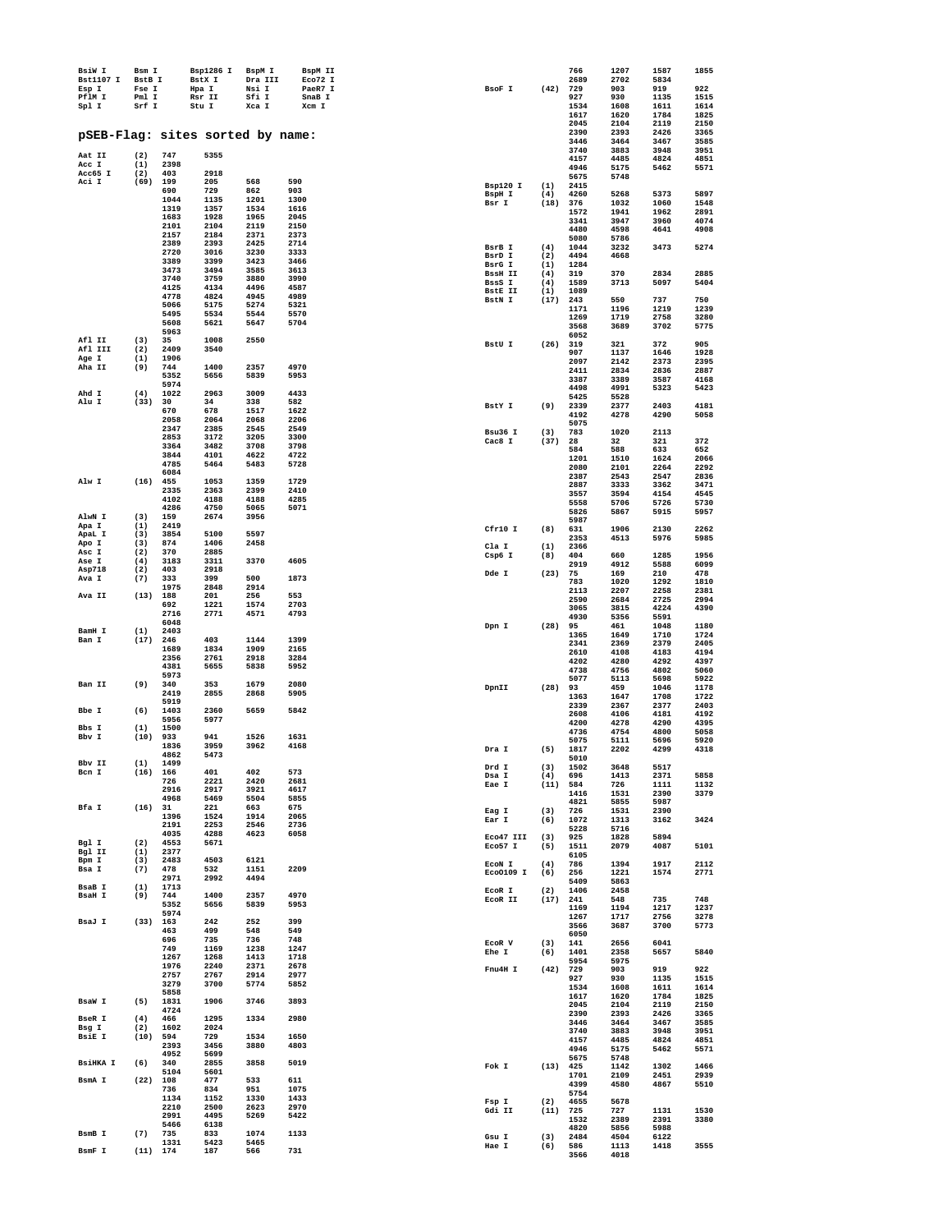| | | | | |
|---|---|---|---|---|
| BsiW I | Bsm I | Bsp1286 I | BspM I | BspM II |
| Bst1107 I | BstB I | BstX I | Dra III | Eco72 I |
| Esp I | Fse I | Hpa I | Nsi I | PaeR7 I |
| PflM I | Pml I | Rsr II | Sfi I | SnaB I |
| Spl I | Srf I | Stu I | Xca I | Xcm I |

## pSEB-Flag: sites sorted by name:

```
Aat II      (2)   747    5355
Acc I       (1)   2398
Acc65 I     (2)   403    2918
Aci I       (69)  199    205    568    590
                  690    729    862    903
                  1044   1135   1201   1300
                  1319   1357   1534   1616
                  1683   1928   1965   2045
                  2101   2104   2119   2150
                  2157   2184   2371   2373
                  2389   2393   2425   2714
                  2720   3016   3230   3333
                  3389   3399   3423   3466
                  3473   3494   3585   3613
                  3740   3759   3880   3990
                  4125   4134   4496   4587
                  4778   4824   4945   4989
                  5066   5175   5274   5321
                  5495   5534   5544   5570
                  5608   5621   5647   5704
                  5963
Afl II      (3)   35     1008   2550
Afl III     (2)   2409   3540
Age I       (1)   1906
Aha II      (9)   744    1400   2357   4970
                  5352   5656   5839   5953
                  5974
Ahd I       (4)   1022   2963   3009   4433
Alu I       (33)  30     34     338    582
                  670    678    1517   1622
                  2058   2064   2068   2206
                  2347   2385   2545   2549
                  2853   3172   3205   3300
                  3364   3482   3708   3798
                  3844   4101   4622   4722
                  4785   5464   5483   5728
                  6084
Alw I       (16)  455    1053   1359   1729
                  2335   2363   2399   2410
                  4102   4188   4188   4285
                  4286   4750   5065   5071
AlwN I      (3)   159    2674   3956
Apa I       (1)   2419
ApaL I      (3)   3854   5100   5597
Apo I       (3)   874    1406   2458
Asc I       (2)   370    2885
Ase I       (4)   3183   3311   3370   4605
Asp718      (2)   403    2918
Ava I       (7)   333    399    500    1873
                  1975   2848   2914
Ava II      (13)  188    201    256    553
                  692    1221   1574   2703
                  2716   2771   4571   4793
                  6048
BamH I      (1)   2403
Ban I       (17)  246    403    1144   1399
                  1689   1834   1909   2165
                  2356   2761   2918   3284
                  4381   5655   5838   5952
                  5973
Ban II      (9)   340    353    1679   2080
                  2419   2855   2868   5905
                  5919
Bbe I       (6)   1403   2360   5659   5842
                  5956   5977
Bbs I       (1)   1500
Bbv I       (10)  933    941    1526   1631
                  1836   3959   3962   4168
                  4862   5473
Bbv II      (1)   1499
Bcn I       (16)  166    401    402    573
                  726    2221   2420   2681
                  2916   2917   3921   4617
                  4968   5469   5504   5855
Bfa I       (16)  31     221    663    675
                  1396   1524   1914   2065
                  2191   2253   2546   2736
                  4035   4288   4623   6058
Bgl I       (2)   4553   5671
Bgl II      (1)   2377
Bpm I       (3)   2483   4503   6121
Bsa I       (7)   478    532    1151   2209
                  2971   2992   4494
BsaB I      (1)   1713
BsaH I      (9)   744    1400   2357   4970
                  5352   5656   5839   5953
                  5974
BsaJ I      (33)  163    242    252    399
                  463    499    548    549
                  696    735    736    748
                  749    1169   1238   1247
                  1267   1268   1413   1718
                  1976   2240   2371   2678
                  2757   2767   2914   2977
                  3279   3700   5774   5852
                  5858
BsaW I      (5)   1831   1906   3746   3893
                  4724
BseR I      (4)   466    1295   1334   2980
Bsg I       (2)   1602   2024
BsiE I      (10)  594    729    1534   1650
                  2393   3456   3880   4803
                  4952   5699
BsiHKA I    (6)   340    2855   3858   5019
                  5104   5601
BsmA I      (22)  108    477    533    611
                  736    834    951    1075
                  1134   1152   1330   1433
                  2210   2500   2623   2970
                  2991   4495   5269   5422
                  5466   6138
BsmB I      (7)   735    833    1074   1133
                  1331   5423   5465
BsmF I      (11)  174    187    566    731
                  766    1207   1587   1855
                  2689   2702   5834
BsoF I      (42)  729    903    919    922
                  927    930    1135   1515
                  1534   1608   1611   1614
                  1617   1620   1784   1825
                  2045   2104   2119   2150
                  2390   2393   2426   3365
                  3446   3464   3467   3585
                  3740   3883   3948   3951
                  4157   4485   4824   4851
                  4946   5175   5462   5571
                  5675   5748
Bsp120 I    (1)   2415
BspH I      (4)   4260   5268   5373   5897
Bsr I       (18)  376    1032   1060   1548
                  1572   1941   1962   2891
                  3341   3947   3960   4074
                  4480   4598   4641   4908
                  5080   5786
BsrB I      (4)   1044   3232   3473   5274
BsrD I      (2)   4494   4668
BsrG I      (1)   1284
BssH II     (4)   319    370    2834   2885
BssS I      (4)   1589   3713   5097   5404
BstE II     (1)   1089
BstN I      (17)  243    550    737    750
                  1171   1196   1219   1239
                  1269   1719   2758   3280
                  3568   3689   3702   5775
                  6052
BstU I      (26)  319    321    372    905
                  907    1137   1646   1928
                  2097   2142   2373   2395
                  2411   2834   2836   2887
                  3387   3389   3587   4168
                  4498   4991   5323   5423
                  5425   5528
BstY I      (9)   2339   2377   2403   4181
                  4192   4278   4290   5058
                  5075
Bsu36 I     (3)   783    1020   2113
Cac8 I      (37)  28     32     321    372
                  584    588    633    652
                  1201   1510   1624   2066
                  2080   2101   2264   2292
                  2387   2543   2547   2836
                  2887   3333   3362   3471
                  3557   3594   4154   4545
                  5558   5706   5726   5730
                  5826   5867   5915   5957
                  5987
Cfr10 I     (8)   631    1906   2130   2262
                  2353   4513   5976   5985
Cla I       (1)   2366
Csp6 I      (8)   404    660    1285   1956
                  2919   4912   5588   6099
Dde I       (23)  75     169    210    478
                  783    1020   1292   1810
                  2113   2207   2258   2381
                  2590   2684   2725   2994
                  3065   3815   4224   4390
                  4930   5356   5591
Dpn I       (28)  95     461    1048   1180
                  1365   1649   1710   1724
                  2341   2369   2379   2405
                  2610   4108   4183   4194
                  4202   4280   4292   4397
                  4738   4756   4802   5060
                  5077   5113   5698   5922
DpnII       (28)  93     459    1046   1178
                  1363   1647   1708   1722
                  2339   2367   2377   2403
                  2608   4106   4181   4192
                  4200   4278   4290   4395
                  4736   4754   4800   5058
                  5075   5111   5696   5920
Dra I       (5)   1817   2202   4299   4318
                  5010
Drd I       (3)   1502   3648   5517
Dsa I       (4)   696    1413   2371   5858
Eae I       (11)  584    726    1111   1132
                  1416   1531   2390   3379
                  4821   5855   5987
Eag I       (3)   726    1531   2390
Ear I       (6)   1072   1313   3162   3424
                  5228   5716
Eco47 III   (3)   925    1828   5894
Eco57 I     (5)   1511   2079   4087   5101
                  6105
EcoN I      (4)   786    1394   1917   2112
EcoO109 I   (6)   256    1221   1574   2771
                  5409   5863
EcoR I      (2)   1406   2458
EcoR II     (17)  241    548    735    748
                  1169   1194   1217   1237
                  1267   1717   2756   3278
                  3566   3687   3700   5773
                  6050
EcoR V      (3)   141    2656   6041
Ehe I       (6)   1401   2358   5657   5840
                  5954   5975
Fnu4H I     (42)  729    903    919    922
                  927    930    1135   1515
                  1534   1608   1611   1614
                  1617   1620   1784   1825
                  2045   2104   2119   2150
                  2390   2393   2426   3365
                  3446   3464   3467   3585
                  3740   3883   3948   3951
                  4157   4485   4824   4851
                  4946   5175   5462   5571
                  5675   5748
Fok I       (13)  425    1142   1302   1466
                  1701   2109   2451   2939
                  4399   4580   4867   5510
                  5754
Fsp I       (2)   4655   5678
Gdi II      (11)  725    727    1131   1530
                  1532   2389   2391   3380
                  4820   5856   5988
Gsu I       (3)   2484   4504   6122
Hae I       (6)   586    1113   1418   3555
                  3566   4018
```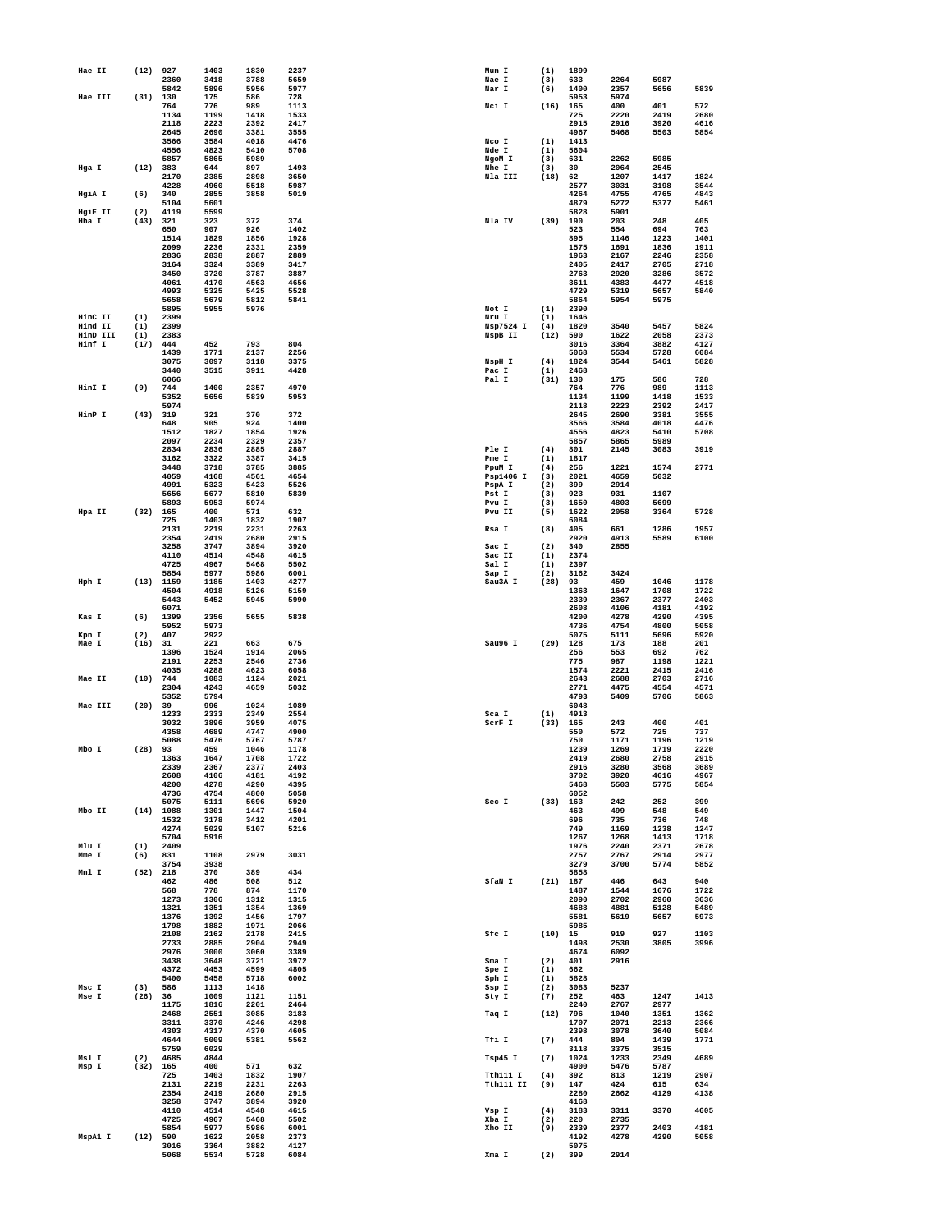```
Hae II      (12) 927    1403   1830   2237
                 2360   3418   3788   5659
                 5842   5896   5956   5977
Hae III     (31) 130    175    586    728
                 764    776    989    1113
                 1134   1199   1418   1533
                 2118   2223   2392   2417
                 2645   2690   3381   3555
                 3566   3584   4018   4476
                 4556   4823   5410   5708
                 5857   5865   5989
Hga I       (12) 383    644    897    1493
                 2170   2385   2898   3650
                 4228   4960   5518   5987
HgiA I      (6)  340    2855   3858   5019
                 5104   5601
HgiE II     (2)  4119   5599
Hha I       (43) 321    323    372    374
                 650    907    926    1402
                 1514   1829   1856   1928
                 2099   2236   2331   2359
                 2836   2838   2887   2889
                 3164   3324   3389   3417
                 3450   3720   3787   3887
                 4061   4170   4563   4656
                 4993   5325   5425   5528
                 5658   5679   5812   5841
                 5895   5955   5976
HinC II     (1)  2399
Hind II     (1)  2399
HinD III    (1)  2383
Hinf I      (17) 444    452    793    804
                 1439   1771   2137   2256
                 3075   3097   3118   3375
                 3440   3515   3911   4428
                 6066
HinI I      (9)  744    1400   2357   4970
                 5352   5656   5839   5953
                 5974
HinP I      (43) 319    321    370    372
                 648    905    924    1400
                 1512   1827   1854   1926
                 2097   2234   2329   2357
                 2834   2836   2885   2887
                 3162   3322   3387   3415
                 3448   3718   3785   3885
                 4059   4168   4561   4654
                 4991   5323   5423   5526
                 5656   5677   5810   5839
                 5893   5953   5974
Hpa II      (32) 165    400    571    632
                 725    1403   1832   1907
                 2131   2219   2231   2263
                 2354   2419   2680   2915
                 3258   3747   3894   3920
                 4110   4514   4548   4615
                 4725   4967   5468   5502
                 5854   5977   5986   6001
Hph I       (13) 1159   1185   1403   4277
                 4504   4918   5126   5159
                 5443   5452   5945   5990
                 6071
Kas I       (6)  1399   2356   5655   5838
                 5952   5973
Kpn I       (2)  407    2922
Mae I       (16) 31     221    663    675
                 1396   1524   1914   2065
                 2191   2253   2546   2736
                 4035   4288   4623   6058
Mae II      (10) 744    1083   1124   2021
                 2304   4243   4659   5032
                 5352   5794
Mae III     (20) 39     996    1024   1089
                 1233   2333   2349   2554
                 3032   3896   3959   4075
                 4358   4689   4747   4900
                 5088   5476   5767   5787
Mbo I       (28) 93     459    1046   1178
                 1363   1647   1708   1722
                 2339   2367   2377   2403
                 2608   4106   4181   4192
                 4200   4278   4290   4395
                 4736   4754   4800   5058
                 5075   5111   5696   5920
Mbo II      (14) 1088   1301   1447   1504
                 1532   3178   3412   4201
                 4274   5029   5107   5216
                 5704   5916
Mlu I       (1)  2409
Mme I       (6)  831    1108   2979   3031
                 3754   3938
Mnl I       (52) 218    370    389    434
                 462    486    508    512
                 568    778    874    1170
                 1273   1306   1312   1315
                 1321   1351   1354   1369
                 1376   1392   1456   1797
                 1798   1882   1971   2066
                 2108   2162   2178   2415
                 2733   2885   2904   2949
                 2976   3000   3060   3389
                 3438   3648   3721   3972
                 4372   4453   4599   4805
                 5400   5458   5718   6002
Msc I       (3)  586    1113   1418
Mse I       (26) 36     1009   1121   1151
                 1175   1816   2201   2464
                 2468   2551   3085   3183
                 3311   3370   4246   4298
                 4303   4317   4370   4605
                 4644   5009   5381   5562
                 5759   6029
Msl I       (2)  4685   4844
Msp I       (32) 165    400    571    632
                 725    1403   1832   1907
                 2131   2219   2231   2263
                 2354   2419   2680   2915
                 3258   3747   3894   3920
                 4110   4514   4548   4615
                 4725   4967   5468   5502
                 5854   5977   5986   6001
MspA1 I     (12) 590    1622   2058   2373
                 3016   3364   3882   4127
                 5068   5534   5728   6084
Mun I       (1)  1899
Nae I       (3)  633    2264   5987
Nar I       (6)  1400   2357   5656   5839
                 5953   5974
Nci I       (16) 165    400    401    572
                 725    2220   2419   2680
                 2915   2916   3920   4616
                 4967   5468   5503   5854
Nco I       (1)  1413
Nde I       (1)  5604
NgoM I      (3)  631    2262   5985
Nhe I       (3)  30     2064   2545
Nla III     (18) 62     1207   1417   1824
                 2577   3031   3198   3544
                 4264   4755   4765   4843
                 4879   5272   5377   5461
                 5828   5901
Nla IV      (39) 190    203    248    405
                 523    554    694    763
                 895    1146   1223   1401
                 1575   1691   1836   1911
                 1963   2167   2246   2358
                 2405   2417   2705   2718
                 2763   2920   3286   3572
                 3611   4383   4477   4518
                 4729   5319   5657   5840
                 5864   5954   5975
Not I       (1)  2390
Nru I       (1)  1646
Nsp7524 I   (4)  1820   3540   5457   5824
NspB II     (12) 590    1622   2058   2373
                 3016   3364   3882   4127
                 5068   5534   5728   6084
NspH I      (4)  1824   3544   5461   5828
Pac I       (1)  2468
Pal I       (31) 130    175    586    728
                 764    776    989    1113
                 1134   1199   1418   1533
                 2118   2223   2392   2417
                 2645   2690   3381   3555
                 3566   3584   4018   4476
                 4556   4823   5410   5708
                 5857   5865   5989
Ple I       (4)  801    2145   3083   3919
Pme I       (1)  1817
PpuM I      (4)  256    1221   1574   2771
Psp1406 I   (3)  2021   4659   5032
PspA I      (2)  399    2914
Pst I       (3)  923    931    1107
Pvu I       (3)  1650   4803   5699
Pvu II      (5)  1622   2058   3364   5728
                 6084
Rsa I       (8)  405    661    1286   1957
                 2920   4913   5589   6100
Sac I       (2)  340    2855
Sac II      (1)  2374
Sal I       (1)  2397
Sap I       (2)  3162   3424
Sau3A I     (28) 93     459    1046   1178
                 1363   1647   1708   1722
                 2339   2367   2377   2403
                 2608   4106   4181   4192
                 4200   4278   4290   4395
                 4736   4754   4800   5058
                 5075   5111   5696   5920
Sau96 I     (29) 128    173    188    201
                 256    553    692    762
                 775    987    1198   1221
                 1574   2221   2415   2416
                 2643   2688   2703   2716
                 2771   4475   4554   4571
                 4793   5409   5706   5863
                 6048
Sca I       (1)  4913
ScrF I      (33) 165    243    400    401
                 550    572    725    737
                 750    1171   1196   1219
                 1239   1269   1719   2220
                 2419   2680   2758   2915
                 2916   3280   3568   3689
                 3702   3920   4616   4967
                 5468   5503   5775   5854
                 6052
Sec I       (33) 163    242    252    399
                 463    499    548    549
                 696    735    736    748
                 749    1169   1238   1247
                 1267   1268   1413   1718
                 1976   2240   2371   2678
                 2757   2767   2914   2977
                 3279   3700   5774   5852
                 5858
SfaN I      (21) 187    446    643    940
                 1487   1544   1676   1722
                 2090   2702   2960   3636
                 4688   4881   5128   5489
                 5581   5619   5657   5973
                 5985
Sfc I       (10) 15     919    927    1103
                 1498   2530   3805   3996
                 4674   6092
Sma I       (2)  401    2916
Spe I       (1)  662
Sph I       (1)  5828
Ssp I       (2)  3083   5237
Sty I       (7)  252    463    1247   1413
                 2240   2767   2977
Taq I       (12) 796    1040   1351   1362
                 1707   2071   2213   2366
                 2398   3078   3640   5084
Tfi I       (7)  444    804    1439   1771
                 3118   3375   3515
Tsp45 I     (7)  1024   1233   2349   4689
                 4900   5476   5787
Tth111 I    (4)  392    813    1219   2907
Tth111 II   (9)  147    424    615    634
                 2280   2662   4129   4138
                 4168
Vsp I       (4)  3183   3311   3370   4605
Xba I       (2)  220    2735
Xho II      (9)  2339   2377   2403   4181
                 4192   4278   4290   5058
                 5075
Xma I       (2)  399    2914
```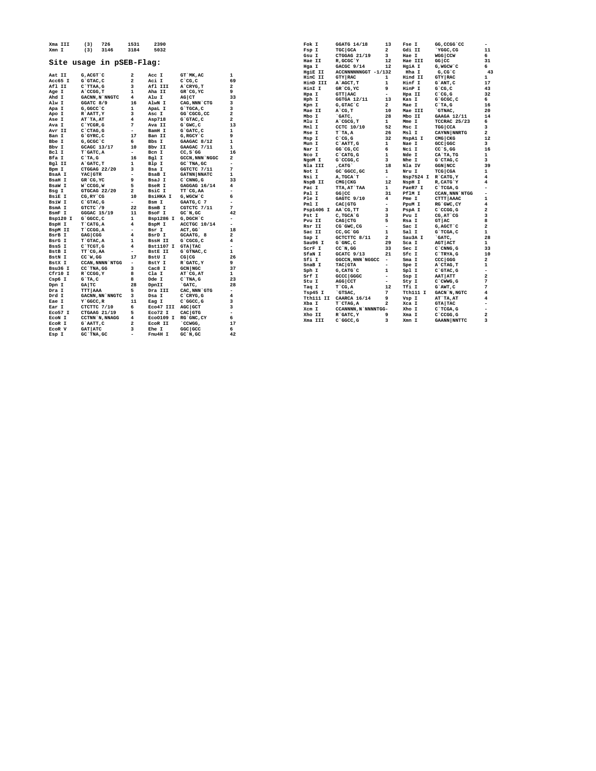| | | | | |
|---|---|---|---|---|
| Xma III | (3) | 726 | 1531 | 2390 |
| Xmn I | (3) | 3146 | 3184 | 5032 |

## Site usage in pSEB-Flag:

| | | | | | |
|---|---|---|---|---|---|
| Aat II | G,ACGT`C | 2 | Acc I | GT`MK,AC | 1 |
| Acc65 I | G`GTAC,C | 2 | Aci I | C`CG,C | 69 |
| Afl II | C`TTAA,G | 3 | Afl III | A`CRYG,T | 2 |
| Age I | A`CCGG,T | 1 | Aha II | GR`CG,YC | 9 |
| Ahd I | GACNN,N`NNGTC | 4 | Alu I | AG\|CT | 33 |
| Alw I | GGATC 8/9 | 16 | AlwN I | CAG,NNN`CTG | 3 |
| Apa I | G,GGCC`C | 1 | ApaL I | G`TGCA,C | 3 |
| Apo I | R`AATT,Y | 3 | Asc I | GG`CGCG,CC | 2 |
| Ase I | AT`TA,AT | 4 | Asp718 | G`GTAC,C | 2 |
| Ava I | C`YCGR,G | 7 | Ava II | G`GWC,C | 13 |
| Avr II | C`CTAG,G | - | BamH I | G`GATC,C | 1 |
| Ban I | G`GYRC,C | 17 | Ban II | G,RGCY`C | 9 |
| Bbe I | G,GCGC`C | 6 | Bbs I | GAAGAC 8/12 | 1 |
| Bbv I | GCAGC 13/17 | 10 | Bbv II | GAAGAC 7/11 | 1 |
| Bcl I | T`GATC,A | - | Bcn I | CC,S`GG | 16 |
| Bfa I | C`TA,G | 16 | Bgl I | GCCN,NNN`NGGC | 2 |
| Bgl II | A`GATC,T | 1 | Blp I | GC`TNA,GC | - |
| Bpm I | CTGGAG 22/20 | 3 | Bsa I | GGTCTC 7/11 | 7 |
| BsaA I | YAC\|GTR | - | BsaB I | GATNN\|NNATC | 1 |
| BsaH I | GR`CG,YC | 9 | BsaJ I | C`CNNG,G | 33 |
| BsaW I | W`CCGG,W | 5 | BseR I | GAGGAG 16/14 | 4 |
| Bsg I | GTGCAG 22/20 | 2 | BsiC I | TT`CG,AA | - |
| BsiE I | CG,RY`CG | 10 | BsiHKA I | G,WGCW`C | 6 |
| BsiW I | C`GTAC,G | - | Bsm I | GAATG,C 7 | - |
| BsmA I | GTCTC`/9 | 22 | BsmB I | CGTCTC 7/11 | 7 |
| BsmF I | GGGAC 15/19 | 11 | BsoF I | GC`N,GC | 42 |
| Bsp120 I | G`GGCC,C | 1 | Bsp1286 I | G,DGCH`C | - |
| BspH I | T`CATG,A | 4 | BspM I | ACCTGC 10/14 | - |
| BspM II | T`CCGG,A | - | Bsr I | ACT,GG` | 18 |
| BsrB I | GAG\|CGG | 4 | BsrD I | GCAATG, 8 | 2 |
| BsrG I | T`GTAC,A | 1 | BssH II | G`CGCG,C | 4 |
| BssS I | C`TCGT,G | 4 | Bst1107 I | GTA\|TAC | - |
| BstB I | TT`CG,AA | - | BstE II | G`GTNAC,C | 1 |
| BstN I | CC`W,GG | 17 | BstU I | CG\|CG | 26 |
| BstX I | CCAN,NNNN`NTGG | - | BstY I | R`GATC,Y | 9 |
| Bsu36 I | CC`TNA,GG | 3 | Cac8 I | GCN\|NGC | 37 |
| Cfr10 I | R`CCGG,Y | 8 | Cla I | AT`CG,AT | 1 |
| Csp6 I | G`TA,C | 8 | Dde I | C`TNA,G | 23 |
| Dpn I | GA\|TC | 28 | DpnII | `GATC, | 28 |
| Dra I | TTT\|AAA | 5 | Dra III | CAC,NNN`GTG | - |
| Drd I | GACNN,NN`NNGTC | 3 | Dsa I | C`CRYG,G | 4 |
| Eae I | Y`GGCC,R | 11 | Eag I | C`GGCC,G | 3 |
| Ear I | CTCTTC 7/10 | 6 | Eco47 III | AGC\|GCT | 3 |
| Eco57 I | CTGAAG 21/19 | 5 | Eco72 I | CAC\|GTG | - |
| EcoN I | CCTNN`N,NNAGG | 4 | EcoO109 I | RG`GNC,CY | 6 |
| EcoR I | G`AATT,C | 2 | EcoR II | `CCWGG, | 17 |
| EcoR V | GAT\|ATC | 3 | Ehe I | GGC\|GCC | 6 |
| Esp I | GC`TNA,GC | - | Fnu4H I | GC`N,GC | 42 |
| Fok I | GGATG 14/18 | 13 | Fse I | GG,CCGG`CC | - |
| Fsp I | TGC\|GCA | 2 | Gdi II | `YGGC,CG | 11 |
| Gsu I | CTGGAG 21/19 | 3 | Hae I | WGG\|CCW | 6 |
| Hae II | R,GCGC`Y | 12 | Hae III | GG\|CC | 31 |
| Hga I | GACGC 9/14 | 12 | HgiA I | G,WGCW`C | 6 |
| HgiE II | ACCNNNNNNGGT -1/132 | | Hha I | G,CG`C | 43 |
| HinC II | GTY\|RAC | 1 | Hind II | GTY\|RAC | 1 |
| HinD III | A`AGCT,T | 1 | Hinf I | G`ANT,C | 17 |
| HinI I | GR`CG,YC | 9 | HinP I | G`CG,C | 43 |
| Hpa I | GTT\|AAC | - | Hpa II | C`CG,G | 32 |
| Hph I | GGTGA 12/11 | 13 | Kas I | G`GCGC,C | 6 |
| Kpn I | G,GTAC`C | 2 | Mae I | C`TA,G | 16 |
| Mae II | A`CG,T | 10 | Mae III | `GTNAC, | 20 |
| Mbo I | `GATC, | 28 | Mbo II | GAAGA 12/11 | 14 |
| Mlu I | A`CGCG,T | 1 | Mme I | TCCRAC 25/23 | 6 |
| Mnl I | CCTC 10/10 | 52 | Msc I | TGG\|CCA | 3 |
| Mse I | T`TA,A | 26 | Msl I | CAYNN\|NNRTG | 2 |
| Msp I | C`CG,G | 32 | MspA1 I | CMG\|CKG | 12 |
| Mun I | C`AATT,G | 1 | Nae I | GCC\|GGC | 3 |
| Nar I | GG`CG,CC | 6 | Nci I | CC`S,GG | 16 |
| Nco I | C`CATG,G | 1 | Nde I | CA`TA,TG | 1 |
| NgoM I | G`CCGG,C | 3 | Nhe I | G`CTAG,C | 3 |
| Nla III | ,CATG` | 18 | Nla IV | GGN\|NCC | 39 |
| Not I | GC`GGCC,GC | 1 | Nru I | TCG\|CGA | 1 |
| Nsi I | A,TGCA`T | - | Nsp7524 I | R`CATG,Y | 4 |
| NspB II | CMG\|CKG | 12 | NspH I | R,CATG`Y | 4 |
| Pac I | TTA,AT`TAA | 1 | PaeR7 I | C`TCGA,G | - |
| Pal I | GG\|CC | 31 | PflM I | CCAN,NNN`NTGG | - |
| Ple I | GAGTC 9/10 | 4 | Pme I | CTTT\|AAAC | 1 |
| Pml I | CAC\|GTG | - | PpuM I | RG`GWC,CY | 4 |
| Psp1406 I | AA`CG,TT | 3 | PspA I | C`CCGG,G | 2 |
| Pst I | C,TGCA`G | 3 | Pvu I | CG,AT`CG | 3 |
| Pvu II | CAG\|CTG | 5 | Rsa I | GT\|AC | 8 |
| Rsr II | CG`GWC,CG | - | Sac I | G,AGCT`C | 2 |
| Sac II | CC,GC`GG | 1 | Sal I | G`TCGA,C | 1 |
| Sap I | GCTCTTC 8/11 | 2 | Sau3A I | `GATC, | 28 |
| Sau96 I | G`GNC,C | 29 | Sca I | AGT\|ACT | 1 |
| ScrF I | CC`N,GG | 33 | Sec I | C`CNNG,G | 33 |
| SfaN I | GCATC 9/13 | 21 | Sfc I | C`TRYA,G | 10 |
| Sfi I | GGCCN,NNN`NGGCC | - | Sma I | CCC\|GGG | 2 |
| SnaB I | TAC\|GTA | - | Spe I | A`CTAG,T | 1 |
| Sph I | G,CATG`C | 1 | Spl I | C`GTAC,G | - |
| Srf I | GCCC\|GGGC | - | Ssp I | AAT\|ATT | 2 |
| Stu I | AGG\|CCT | - | Sty I | C`CWWG,G | 7 |
| Taq I | T`CG,A | 12 | Tfi I | G`AWT,C | 7 |
| Tsp45 I | `GTSAC, | 7 | Tth111 I | GACN`N,NGTC | 4 |
| Tth111 II | CAARCA 16/14 | 9 | Vsp I | AT`TA,AT | 4 |
| Xba I | T`CTAG,A | 2 | Xca I | GTA\|TAC | - |
| Xcm I | CCANNNN,N`NNNNTGG | - | Xho I | C`TCGA,G | - |
| Xho II | R`GATC,Y | 9 | Xma I | C`CCGG,G | 2 |
| Xma III | C`GGCC,G | 3 | Xmn I | GAANN\|NNTTC | 3 |